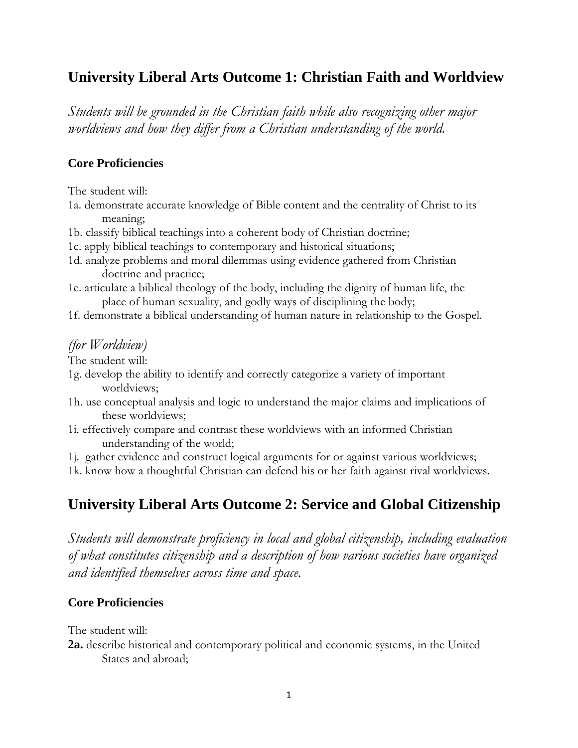## University Liberal Arts Outcome 1: Christian Faith and Worldview

*Students will be grounded in the Christian faith while also recognizing other major worldviews and how they differ from a Christian understanding of the world.*

### Core Proficiencies

The student will:

1a. demonstrate accurate knowledge of Bible content and the centrality of Christ to its meaning;
1b. classify biblical teachings into a coherent body of Christian doctrine;
1c. apply biblical teachings to contemporary and historical situations;
1d. analyze problems and moral dilemmas using evidence gathered from Christian doctrine and practice;
1e. articulate a biblical theology of the body, including the dignity of human life, the place of human sexuality, and godly ways of disciplining the body;
1f. demonstrate a biblical understanding of human nature in relationship to the Gospel.

*(for Worldview)*

The student will:

1g. develop the ability to identify and correctly categorize a variety of important worldviews;
1h. use conceptual analysis and logic to understand the major claims and implications of these worldviews;
1i. effectively compare and contrast these worldviews with an informed Christian understanding of the world;
1j. gather evidence and construct logical arguments for or against various worldviews;
1k. know how a thoughtful Christian can defend his or her faith against rival worldviews.

## University Liberal Arts Outcome 2: Service and Global Citizenship

*Students will demonstrate proficiency in local and global citizenship, including evaluation of what constitutes citizenship and a description of how various societies have organized and identified themselves across time and space.*

### Core Proficiencies

The student will:

**2a.** describe historical and contemporary political and economic systems, in the United States and abroad;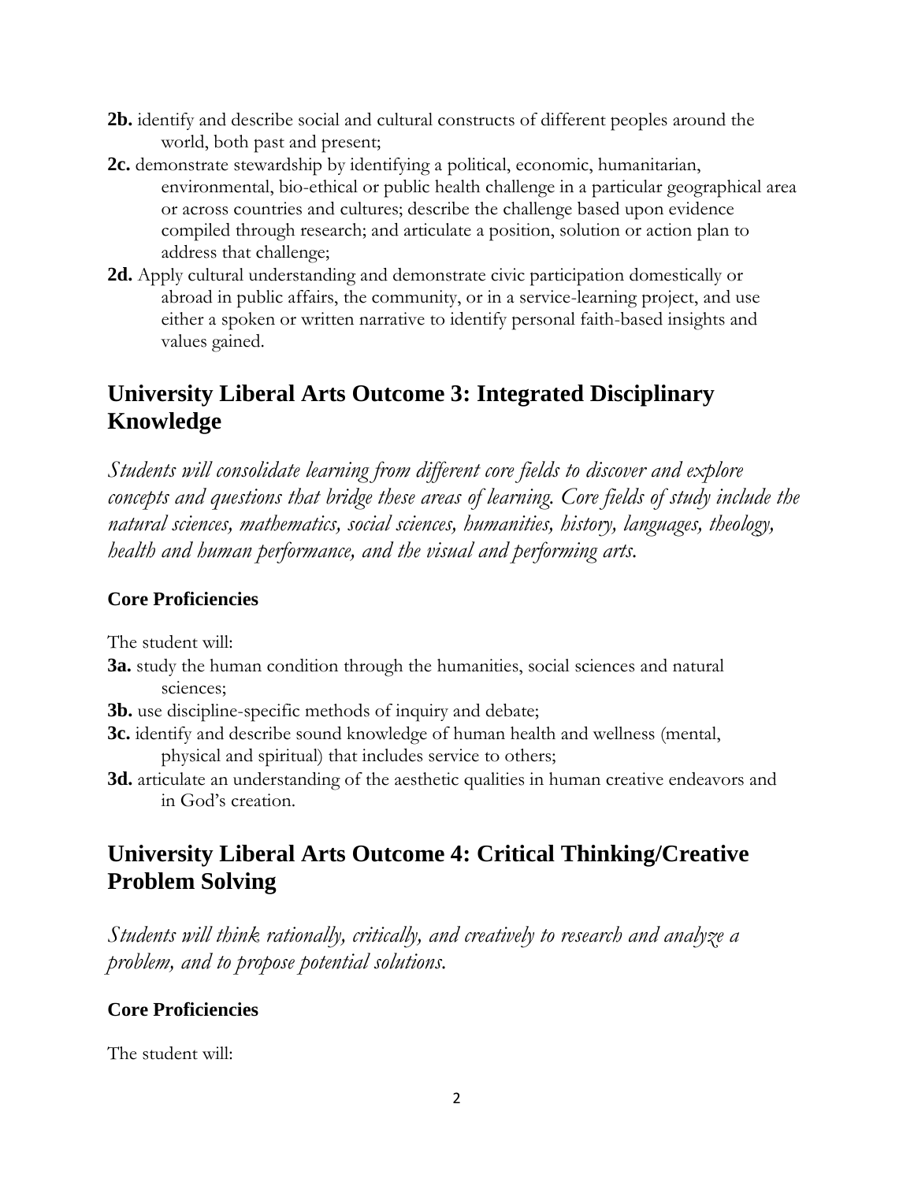**2b.** identify and describe social and cultural constructs of different peoples around the world, both past and present;

**2c.** demonstrate stewardship by identifying a political, economic, humanitarian, environmental, bio-ethical or public health challenge in a particular geographical area or across countries and cultures; describe the challenge based upon evidence compiled through research; and articulate a position, solution or action plan to address that challenge;

**2d.** Apply cultural understanding and demonstrate civic participation domestically or abroad in public affairs, the community, or in a service-learning project, and use either a spoken or written narrative to identify personal faith-based insights and values gained.

## University Liberal Arts Outcome 3: Integrated Disciplinary Knowledge

*Students will consolidate learning from different core fields to discover and explore concepts and questions that bridge these areas of learning. Core fields of study include the natural sciences, mathematics, social sciences, humanities, history, languages, theology, health and human performance, and the visual and performing arts.*

### Core Proficiencies

The student will:

**3a.** study the human condition through the humanities, social sciences and natural sciences;

**3b.** use discipline-specific methods of inquiry and debate;

**3c.** identify and describe sound knowledge of human health and wellness (mental, physical and spiritual) that includes service to others;

**3d.** articulate an understanding of the aesthetic qualities in human creative endeavors and in God's creation.

## University Liberal Arts Outcome 4: Critical Thinking/Creative Problem Solving

*Students will think rationally, critically, and creatively to research and analyze a problem, and to propose potential solutions.*

### Core Proficiencies

The student will: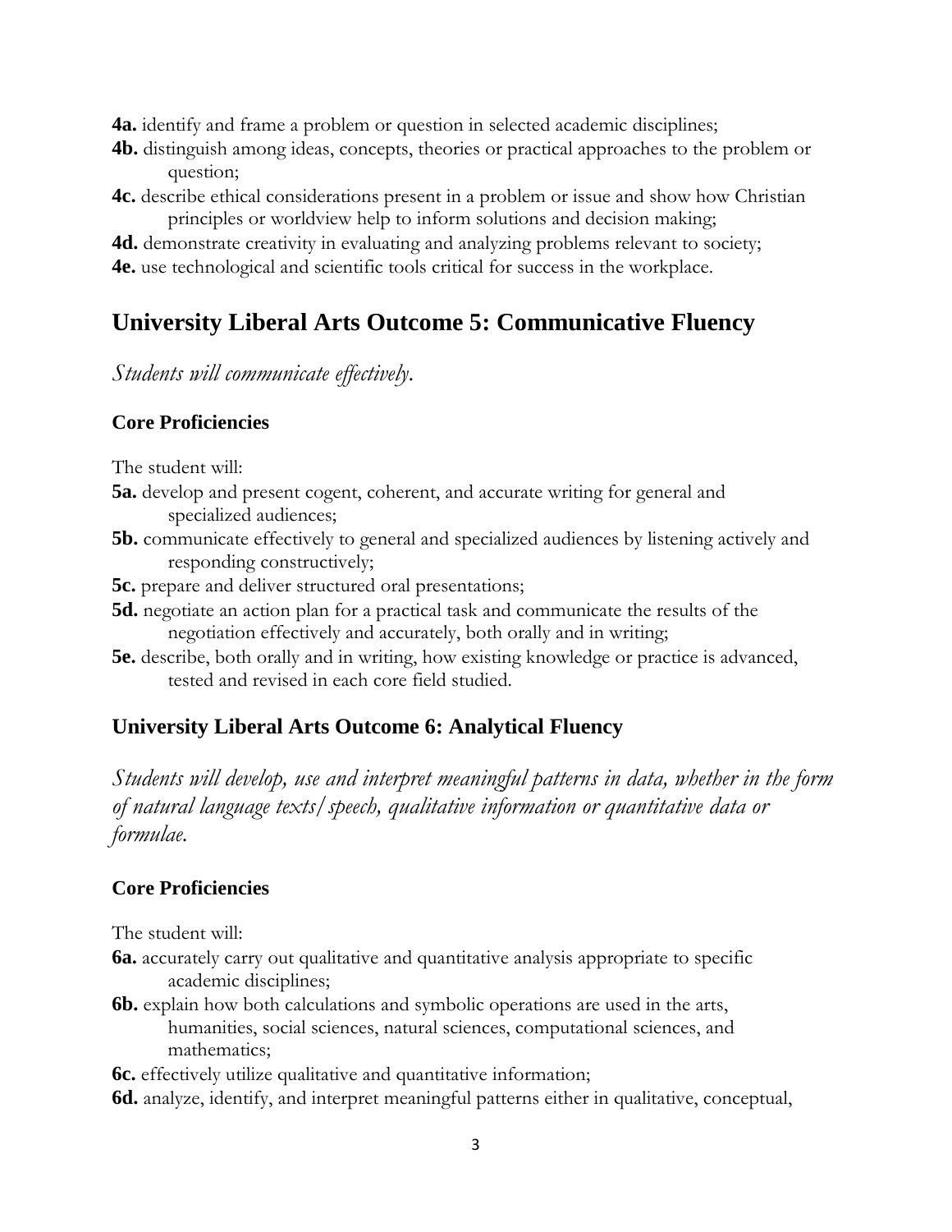**4a.** identify and frame a problem or question in selected academic disciplines;

**4b.** distinguish among ideas, concepts, theories or practical approaches to the problem or question;

**4c.** describe ethical considerations present in a problem or issue and show how Christian principles or worldview help to inform solutions and decision making;

**4d.** demonstrate creativity in evaluating and analyzing problems relevant to society;

**4e.** use technological and scientific tools critical for success in the workplace.

## University Liberal Arts Outcome 5: Communicative Fluency

*Students will communicate effectively.*

### Core Proficiencies

The student will:

**5a.** develop and present cogent, coherent, and accurate writing for general and specialized audiences;

**5b.** communicate effectively to general and specialized audiences by listening actively and responding constructively;

**5c.** prepare and deliver structured oral presentations;

**5d.** negotiate an action plan for a practical task and communicate the results of the negotiation effectively and accurately, both orally and in writing;

**5e.** describe, both orally and in writing, how existing knowledge or practice is advanced, tested and revised in each core field studied.

## University Liberal Arts Outcome 6: Analytical Fluency

*Students will develop, use and interpret meaningful patterns in data, whether in the form of natural language texts/speech, qualitative information or quantitative data or formulae.*

### Core Proficiencies

The student will:

**6a.** accurately carry out qualitative and quantitative analysis appropriate to specific academic disciplines;

**6b.** explain how both calculations and symbolic operations are used in the arts, humanities, social sciences, natural sciences, computational sciences, and mathematics;

**6c.** effectively utilize qualitative and quantitative information;

**6d.** analyze, identify, and interpret meaningful patterns either in qualitative, conceptual,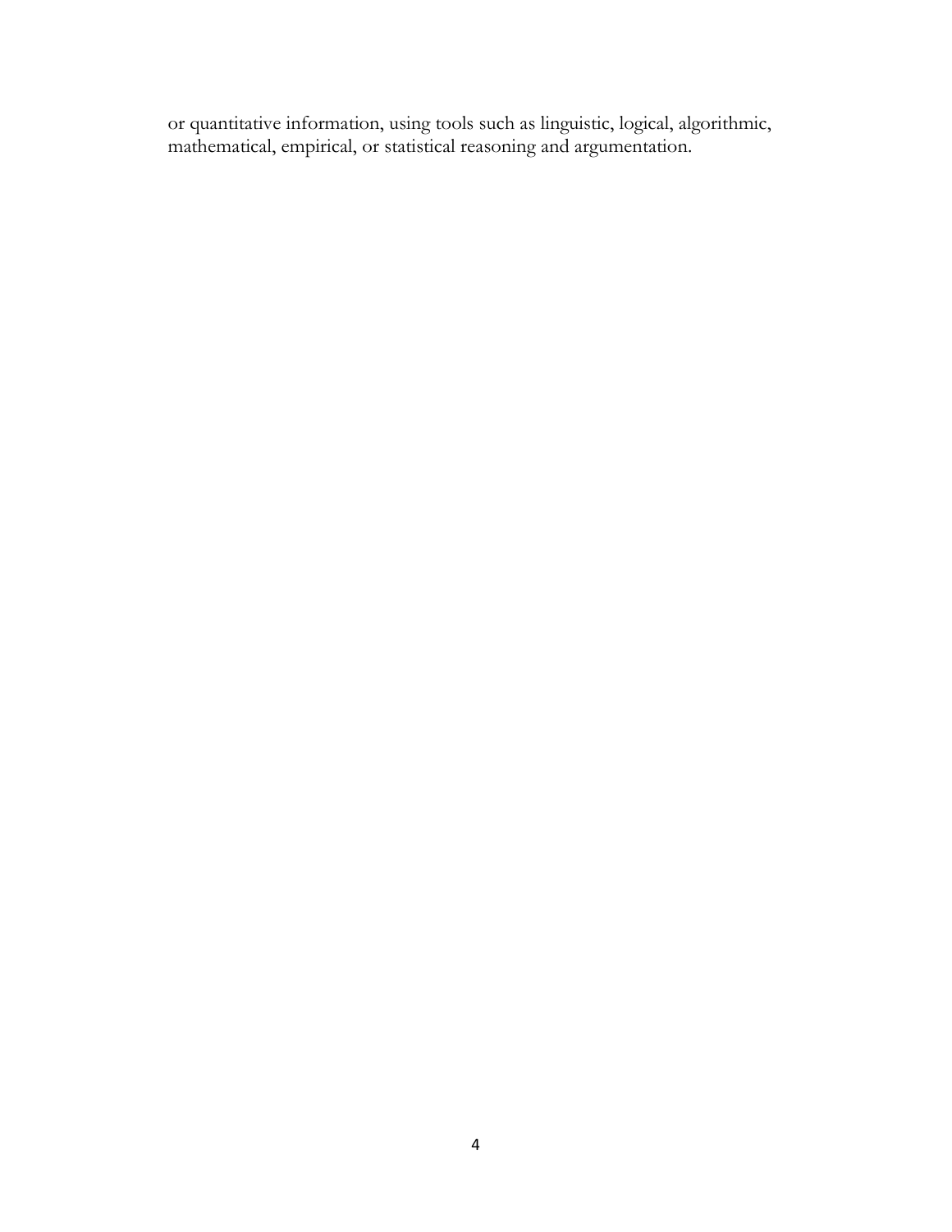or quantitative information, using tools such as linguistic, logical, algorithmic, mathematical, empirical, or statistical reasoning and argumentation.